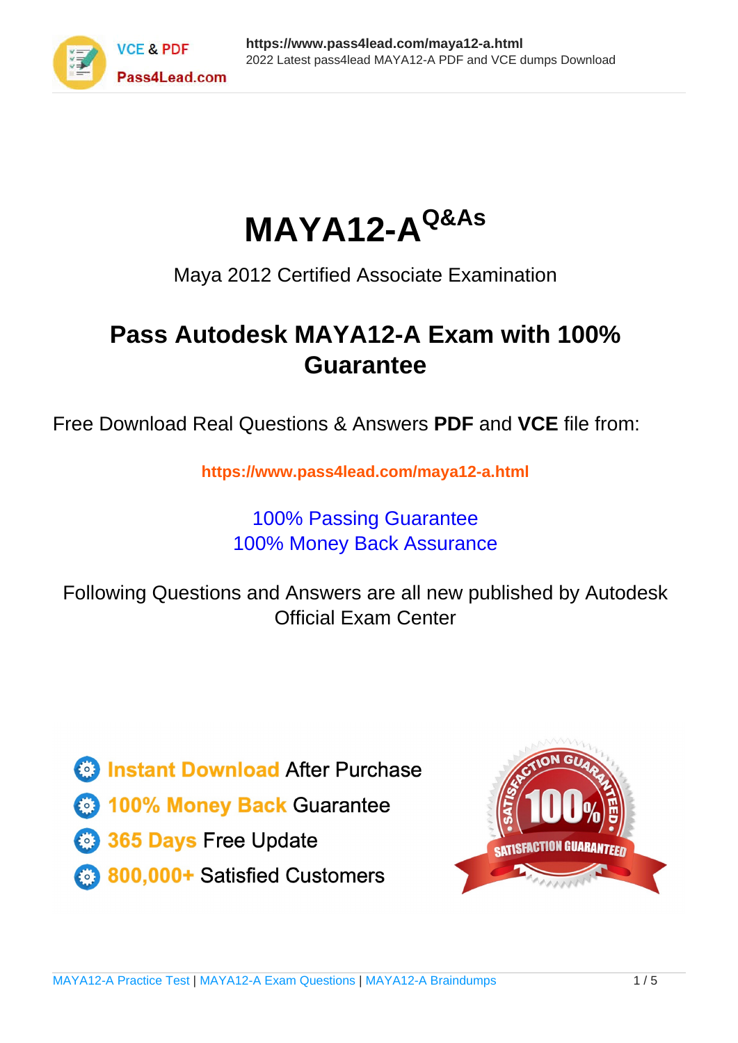# MAYA12-A Q&As

Maya 2012 Certified Associate Examination

## Pass Autodesk MAYA12-A Exam with 100% Guarantee

Free Download Real Questions & Answers **PDF** and **VCE** file from:

**https://www.pass4lead.com/maya12-a.html**

100% Passing Guarantee
100% Money Back Assurance

Following Questions and Answers are all new published by Autodesk Official Exam Center

- Instant Download After Purchase
- 100% Money Back Guarantee
- 365 Days Free Update
- 800,000+ Satisfied Customers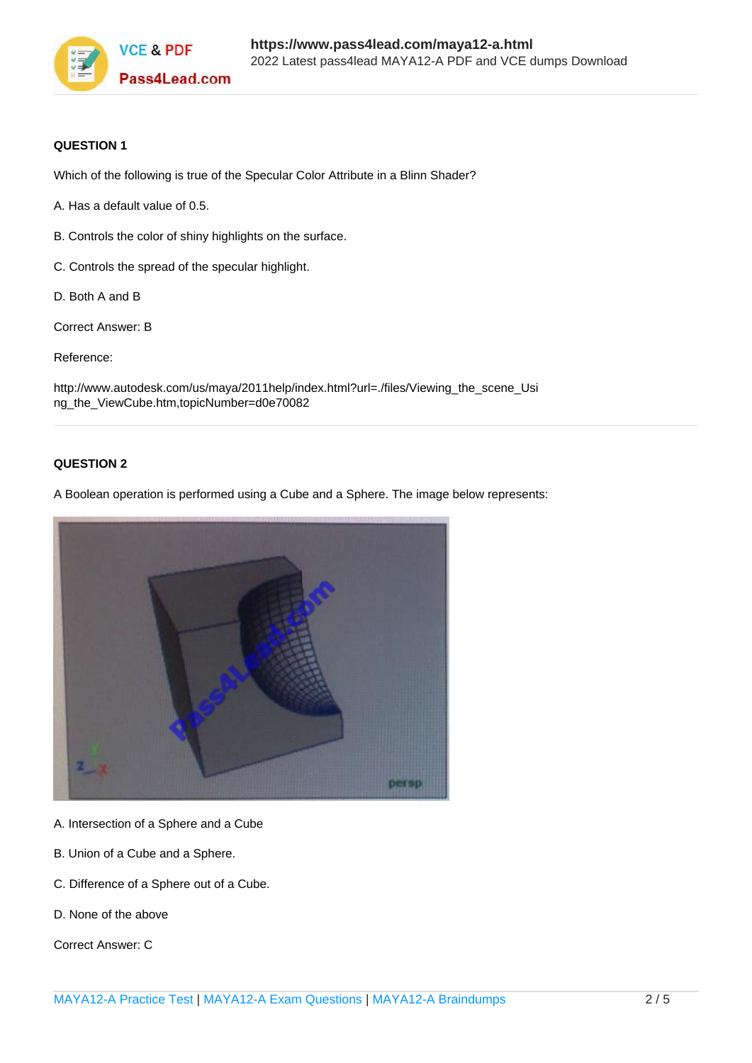**QUESTION 1**

Which of the following is true of the Specular Color Attribute in a Blinn Shader?

A. Has a default value of 0.5.

B. Controls the color of shiny highlights on the surface.

C. Controls the spread of the specular highlight.

D. Both A and B

Correct Answer: B

Reference:

http://www.autodesk.com/us/maya/2011help/index.html?url=./files/Viewing_the_scene_Using_the_ViewCube.htm,topicNumber=d0e70082

**QUESTION 2**

A Boolean operation is performed using a Cube and a Sphere. The image below represents:

A. Intersection of a Sphere and a Cube

B. Union of a Cube and a Sphere.

C. Difference of a Sphere out of a Cube.

D. None of the above

Correct Answer: C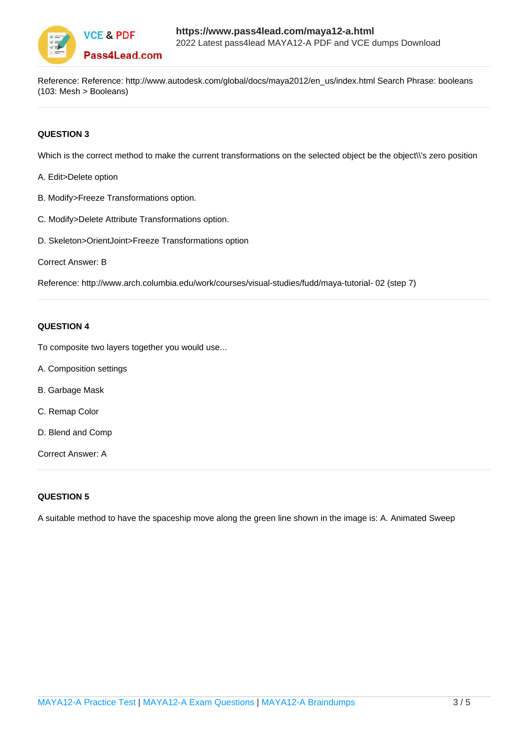Reference: Reference: http://www.autodesk.com/global/docs/maya2012/en_us/index.html Search Phrase: booleans (103: Mesh > Booleans)

**QUESTION 3**

Which is the correct method to make the current transformations on the selected object be the object\\'s zero position

A. Edit>Delete option

B. Modify>Freeze Transformations option.

C. Modify>Delete Attribute Transformations option.

D. Skeleton>OrientJoint>Freeze Transformations option

Correct Answer: B

Reference: http://www.arch.columbia.edu/work/courses/visual-studies/fudd/maya-tutorial- 02 (step 7)

**QUESTION 4**

To composite two layers together you would use...

A. Composition settings

B. Garbage Mask

C. Remap Color

D. Blend and Comp

Correct Answer: A

**QUESTION 5**

A suitable method to have the spaceship move along the green line shown in the image is: A. Animated Sweep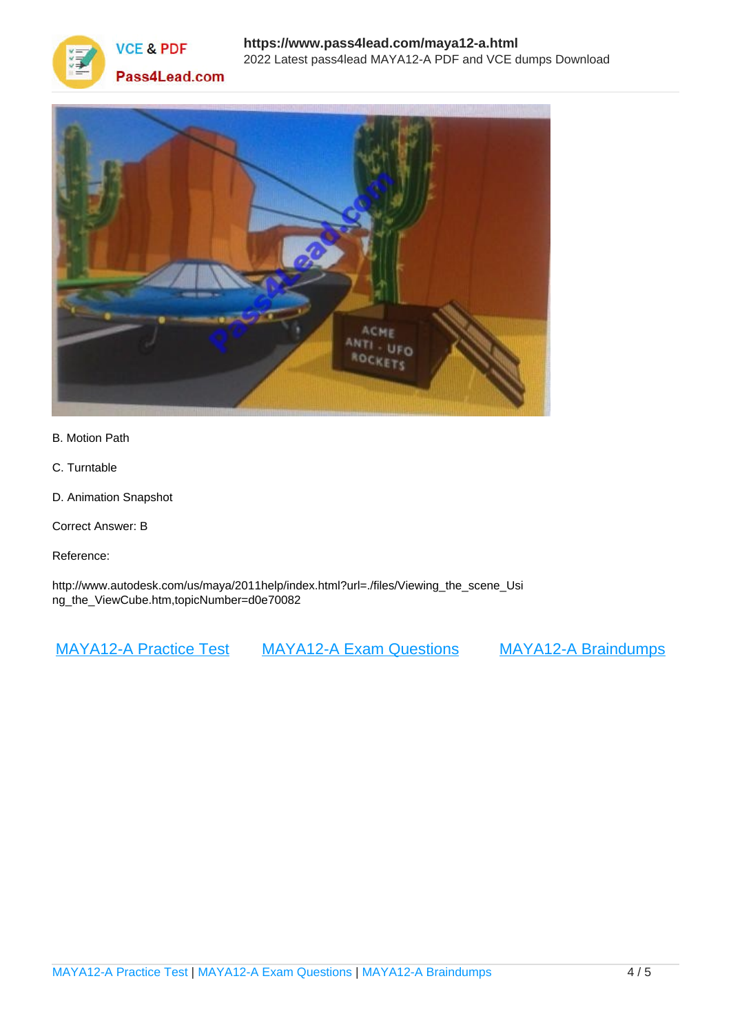B. Motion Path

C. Turntable

D. Animation Snapshot

Correct Answer: B

Reference:

http://www.autodesk.com/us/maya/2011help/index.html?url=./files/Viewing_the_scene_Using_the_ViewCube.htm,topicNumber=d0e70082

MAYA12-A Practice Test    MAYA12-A Exam Questions    MAYA12-A Braindumps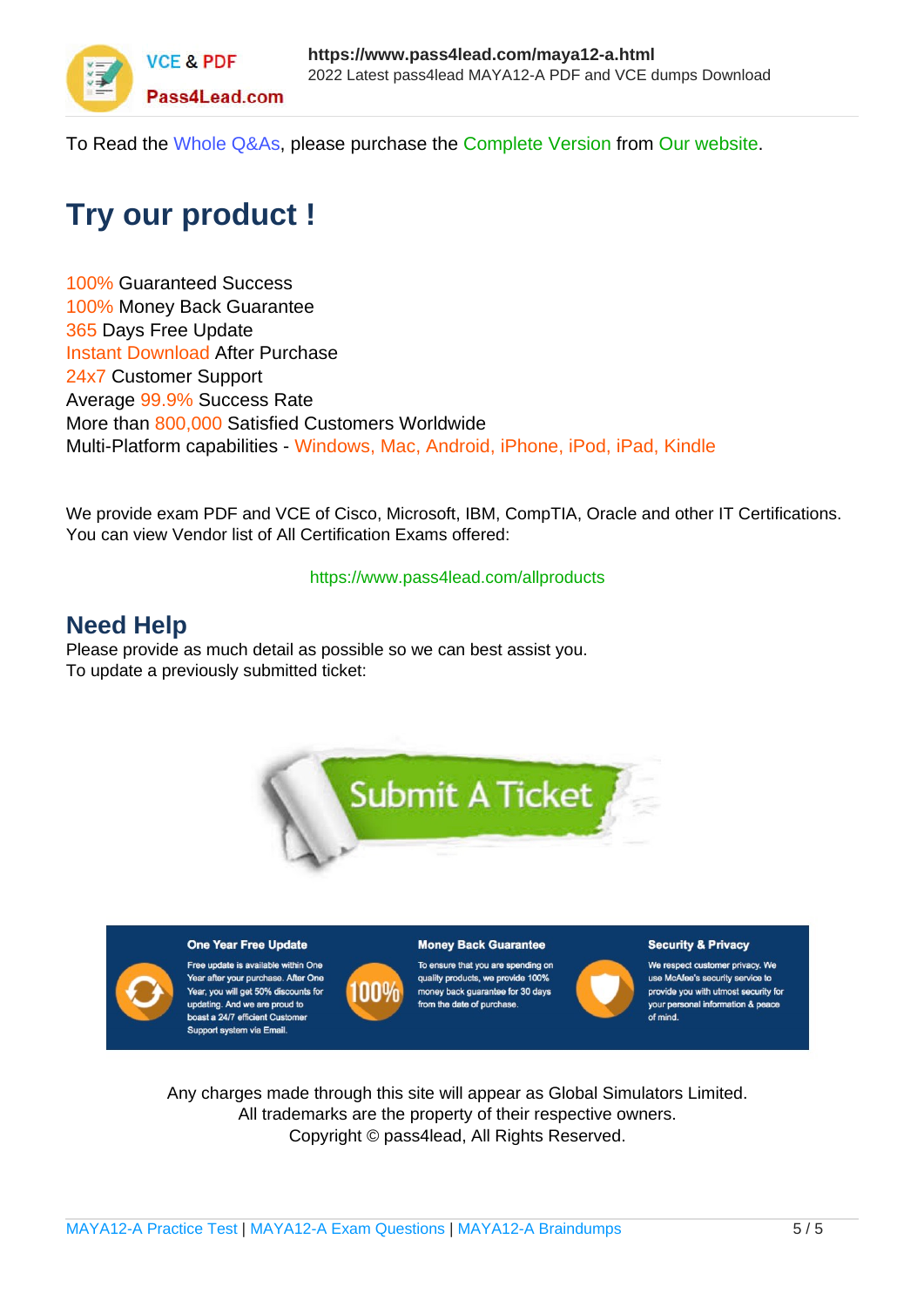To Read the Whole Q&As, please purchase the Complete Version from Our website.

# Try our product !

100% Guaranteed Success
100% Money Back Guarantee
365 Days Free Update
Instant Download After Purchase
24x7 Customer Support
Average 99.9% Success Rate
More than 800,000 Satisfied Customers Worldwide
Multi-Platform capabilities - Windows, Mac, Android, iPhone, iPod, iPad, Kindle

We provide exam PDF and VCE of Cisco, Microsoft, IBM, CompTIA, Oracle and other IT Certifications.
You can view Vendor list of All Certification Exams offered:

https://www.pass4lead.com/allproducts

## Need Help

Please provide as much detail as possible so we can best assist you.
To update a previously submitted ticket:

Submit A Ticket

**One Year Free Update**
Free update is available within One Year after your purchase. After One Year, you will get 50% discounts for updating. And we are proud to boast a 24/7 efficient Customer Support system via Email.

**Money Back Guarantee**
To ensure that you are spending on quality products, we provide 100% money back guarantee for 30 days from the date of purchase.

**Security & Privacy**
We respect customer privacy. We use McAfee's security service to provide you with utmost security for your personal information & peace of mind.

Any charges made through this site will appear as Global Simulators Limited.
All trademarks are the property of their respective owners.
Copyright © pass4lead, All Rights Reserved.